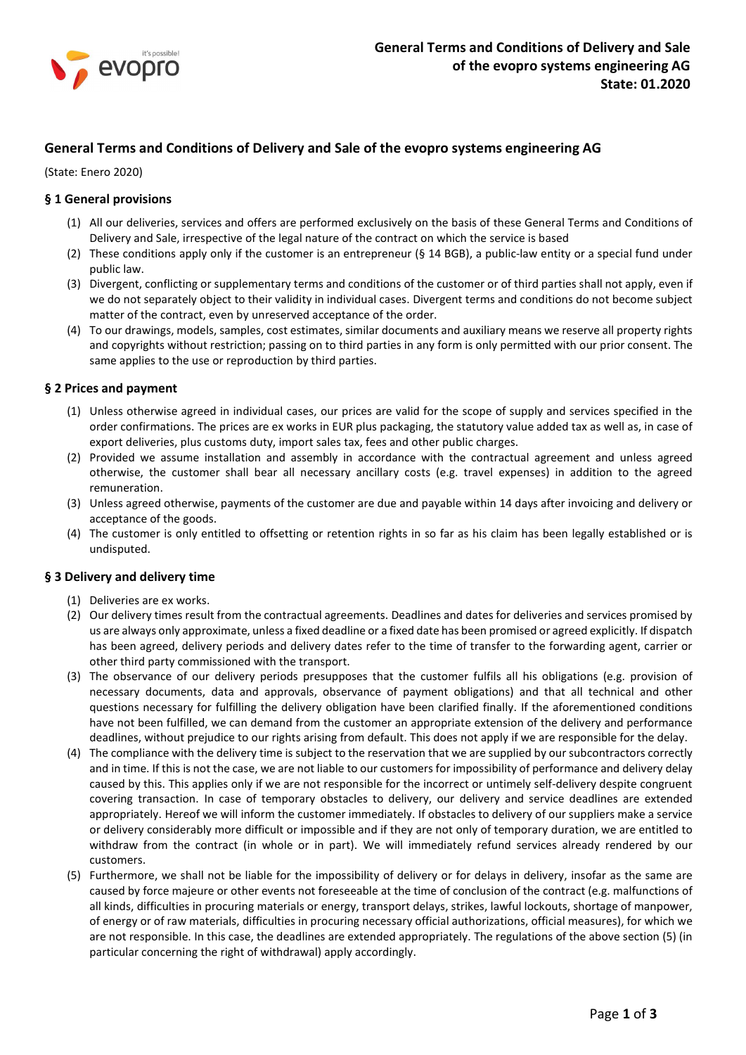# General Terms and Conditions of Delivery and Sale of the evopro systems engineering AG

(State: Enero 2020)

### § 1 General provisions

(1) All our deliveries, services and offers are performed exclusively on the basis of these General Terms and Conditions of Delivery and Sale, irrespective of the legal nature of the contract on which the service is based

(2) These conditions apply only if the customer is an entrepreneur (§ 14 BGB), a public-law entity or a special fund under public law.

(3) Divergent, conflicting or supplementary terms and conditions of the customer or of third parties shall not apply, even if we do not separately object to their validity in individual cases. Divergent terms and conditions do not become subject matter of the contract, even by unreserved acceptance of the order.

(4) To our drawings, models, samples, cost estimates, similar documents and auxiliary means we reserve all property rights and copyrights without restriction; passing on to third parties in any form is only permitted with our prior consent. The same applies to the use or reproduction by third parties.

### § 2 Prices and payment

(1) Unless otherwise agreed in individual cases, our prices are valid for the scope of supply and services specified in the order confirmations. The prices are ex works in EUR plus packaging, the statutory value added tax as well as, in case of export deliveries, plus customs duty, import sales tax, fees and other public charges.

(2) Provided we assume installation and assembly in accordance with the contractual agreement and unless agreed otherwise, the customer shall bear all necessary ancillary costs (e.g. travel expenses) in addition to the agreed remuneration.

(3) Unless agreed otherwise, payments of the customer are due and payable within 14 days after invoicing and delivery or acceptance of the goods.

(4) The customer is only entitled to offsetting or retention rights in so far as his claim has been legally established or is undisputed.

### § 3 Delivery and delivery time

(1) Deliveries are ex works.

(2) Our delivery times result from the contractual agreements. Deadlines and dates for deliveries and services promised by us are always only approximate, unless a fixed deadline or a fixed date has been promised or agreed explicitly. If dispatch has been agreed, delivery periods and delivery dates refer to the time of transfer to the forwarding agent, carrier or other third party commissioned with the transport.

(3) The observance of our delivery periods presupposes that the customer fulfils all his obligations (e.g. provision of necessary documents, data and approvals, observance of payment obligations) and that all technical and other questions necessary for fulfilling the delivery obligation have been clarified finally. If the aforementioned conditions have not been fulfilled, we can demand from the customer an appropriate extension of the delivery and performance deadlines, without prejudice to our rights arising from default. This does not apply if we are responsible for the delay.

(4) The compliance with the delivery time is subject to the reservation that we are supplied by our subcontractors correctly and in time. If this is not the case, we are not liable to our customers for impossibility of performance and delivery delay caused by this. This applies only if we are not responsible for the incorrect or untimely self-delivery despite congruent covering transaction. In case of temporary obstacles to delivery, our delivery and service deadlines are extended appropriately. Hereof we will inform the customer immediately. If obstacles to delivery of our suppliers make a service or delivery considerably more difficult or impossible and if they are not only of temporary duration, we are entitled to withdraw from the contract (in whole or in part). We will immediately refund services already rendered by our customers.

(5) Furthermore, we shall not be liable for the impossibility of delivery or for delays in delivery, insofar as the same are caused by force majeure or other events not foreseeable at the time of conclusion of the contract (e.g. malfunctions of all kinds, difficulties in procuring materials or energy, transport delays, strikes, lawful lockouts, shortage of manpower, of energy or of raw materials, difficulties in procuring necessary official authorizations, official measures), for which we are not responsible. In this case, the deadlines are extended appropriately. The regulations of the above section (5) (in particular concerning the right of withdrawal) apply accordingly.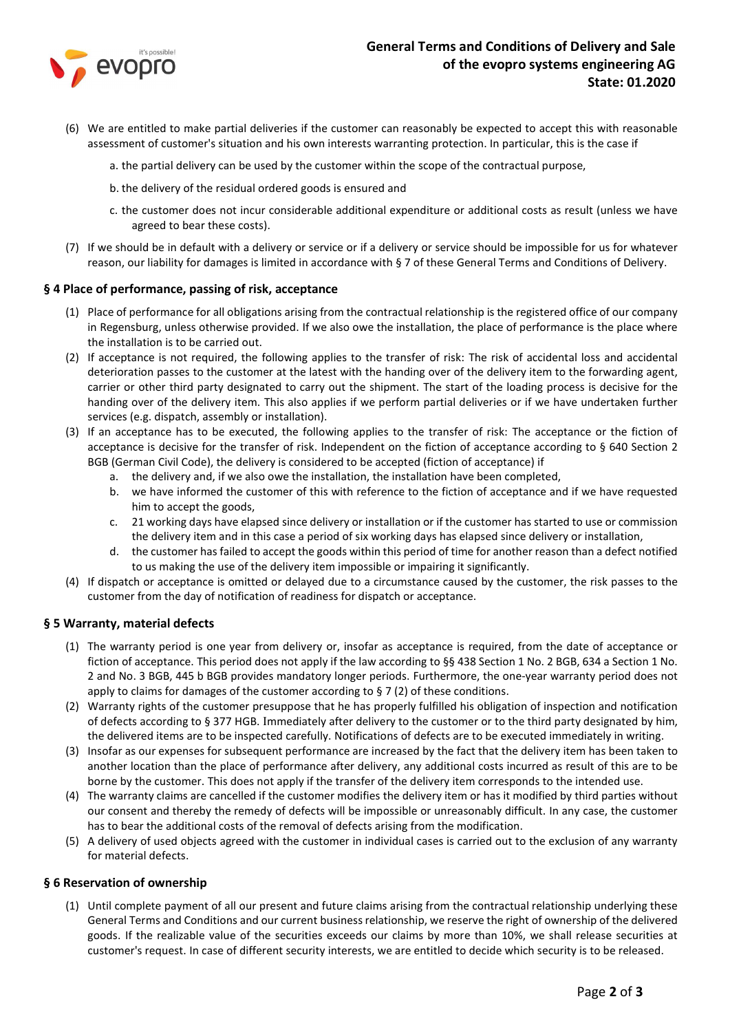(6) We are entitled to make partial deliveries if the customer can reasonably be expected to accept this with reasonable assessment of customer's situation and his own interests warranting protection. In particular, this is the case if

a. the partial delivery can be used by the customer within the scope of the contractual purpose,

b. the delivery of the residual ordered goods is ensured and

c. the customer does not incur considerable additional expenditure or additional costs as result (unless we have agreed to bear these costs).

(7) If we should be in default with a delivery or service or if a delivery or service should be impossible for us for whatever reason, our liability for damages is limited in accordance with § 7 of these General Terms and Conditions of Delivery.

### § 4 Place of performance, passing of risk, acceptance

(1) Place of performance for all obligations arising from the contractual relationship is the registered office of our company in Regensburg, unless otherwise provided. If we also owe the installation, the place of performance is the place where the installation is to be carried out.

(2) If acceptance is not required, the following applies to the transfer of risk: The risk of accidental loss and accidental deterioration passes to the customer at the latest with the handing over of the delivery item to the forwarding agent, carrier or other third party designated to carry out the shipment. The start of the loading process is decisive for the handing over of the delivery item. This also applies if we perform partial deliveries or if we have undertaken further services (e.g. dispatch, assembly or installation).

(3) If an acceptance has to be executed, the following applies to the transfer of risk: The acceptance or the fiction of acceptance is decisive for the transfer of risk. Independent on the fiction of acceptance according to § 640 Section 2 BGB (German Civil Code), the delivery is considered to be accepted (fiction of acceptance) if

a. the delivery and, if we also owe the installation, the installation have been completed,

b. we have informed the customer of this with reference to the fiction of acceptance and if we have requested him to accept the goods,

c. 21 working days have elapsed since delivery or installation or if the customer has started to use or commission the delivery item and in this case a period of six working days has elapsed since delivery or installation,

d. the customer has failed to accept the goods within this period of time for another reason than a defect notified to us making the use of the delivery item impossible or impairing it significantly.

(4) If dispatch or acceptance is omitted or delayed due to a circumstance caused by the customer, the risk passes to the customer from the day of notification of readiness for dispatch or acceptance.

### § 5 Warranty, material defects

(1) The warranty period is one year from delivery or, insofar as acceptance is required, from the date of acceptance or fiction of acceptance. This period does not apply if the law according to §§ 438 Section 1 No. 2 BGB, 634 a Section 1 No. 2 and No. 3 BGB, 445 b BGB provides mandatory longer periods. Furthermore, the one-year warranty period does not apply to claims for damages of the customer according to § 7 (2) of these conditions.

(2) Warranty rights of the customer presuppose that he has properly fulfilled his obligation of inspection and notification of defects according to § 377 HGB. Immediately after delivery to the customer or to the third party designated by him, the delivered items are to be inspected carefully. Notifications of defects are to be executed immediately in writing.

(3) Insofar as our expenses for subsequent performance are increased by the fact that the delivery item has been taken to another location than the place of performance after delivery, any additional costs incurred as result of this are to be borne by the customer. This does not apply if the transfer of the delivery item corresponds to the intended use.

(4) The warranty claims are cancelled if the customer modifies the delivery item or has it modified by third parties without our consent and thereby the remedy of defects will be impossible or unreasonably difficult. In any case, the customer has to bear the additional costs of the removal of defects arising from the modification.

(5) A delivery of used objects agreed with the customer in individual cases is carried out to the exclusion of any warranty for material defects.

### § 6 Reservation of ownership

(1) Until complete payment of all our present and future claims arising from the contractual relationship underlying these General Terms and Conditions and our current business relationship, we reserve the right of ownership of the delivered goods. If the realizable value of the securities exceeds our claims by more than 10%, we shall release securities at customer's request. In case of different security interests, we are entitled to decide which security is to be released.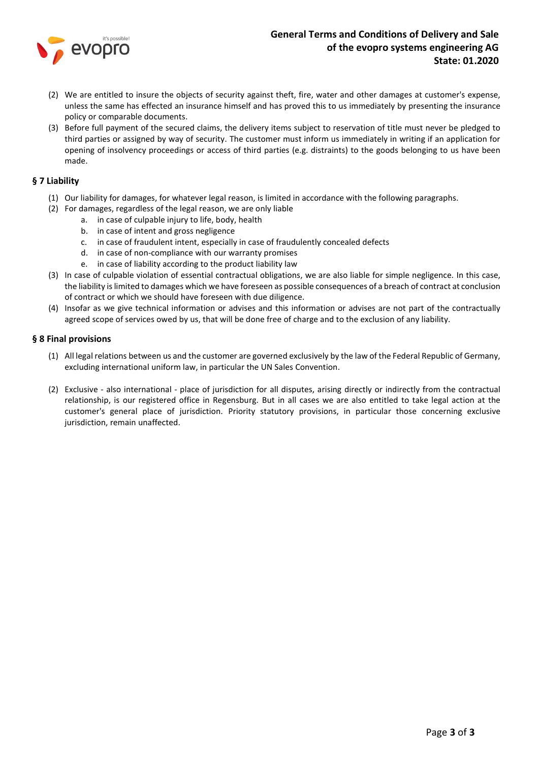(2) We are entitled to insure the objects of security against theft, fire, water and other damages at customer's expense, unless the same has effected an insurance himself and has proved this to us immediately by presenting the insurance policy or comparable documents.

(3) Before full payment of the secured claims, the delivery items subject to reservation of title must never be pledged to third parties or assigned by way of security. The customer must inform us immediately in writing if an application for opening of insolvency proceedings or access of third parties (e.g. distraints) to the goods belonging to us have been made.

### § 7 Liability

(1) Our liability for damages, for whatever legal reason, is limited in accordance with the following paragraphs.

(2) For damages, regardless of the legal reason, we are only liable
   a. in case of culpable injury to life, body, health
   b. in case of intent and gross negligence
   c. in case of fraudulent intent, especially in case of fraudulently concealed defects
   d. in case of non-compliance with our warranty promises
   e. in case of liability according to the product liability law

(3) In case of culpable violation of essential contractual obligations, we are also liable for simple negligence. In this case, the liability is limited to damages which we have foreseen as possible consequences of a breach of contract at conclusion of contract or which we should have foreseen with due diligence.

(4) Insofar as we give technical information or advises and this information or advises are not part of the contractually agreed scope of services owed by us, that will be done free of charge and to the exclusion of any liability.

### § 8 Final provisions

(1) All legal relations between us and the customer are governed exclusively by the law of the Federal Republic of Germany, excluding international uniform law, in particular the UN Sales Convention.

(2) Exclusive - also international - place of jurisdiction for all disputes, arising directly or indirectly from the contractual relationship, is our registered office in Regensburg. But in all cases we are also entitled to take legal action at the customer's general place of jurisdiction. Priority statutory provisions, in particular those concerning exclusive jurisdiction, remain unaffected.